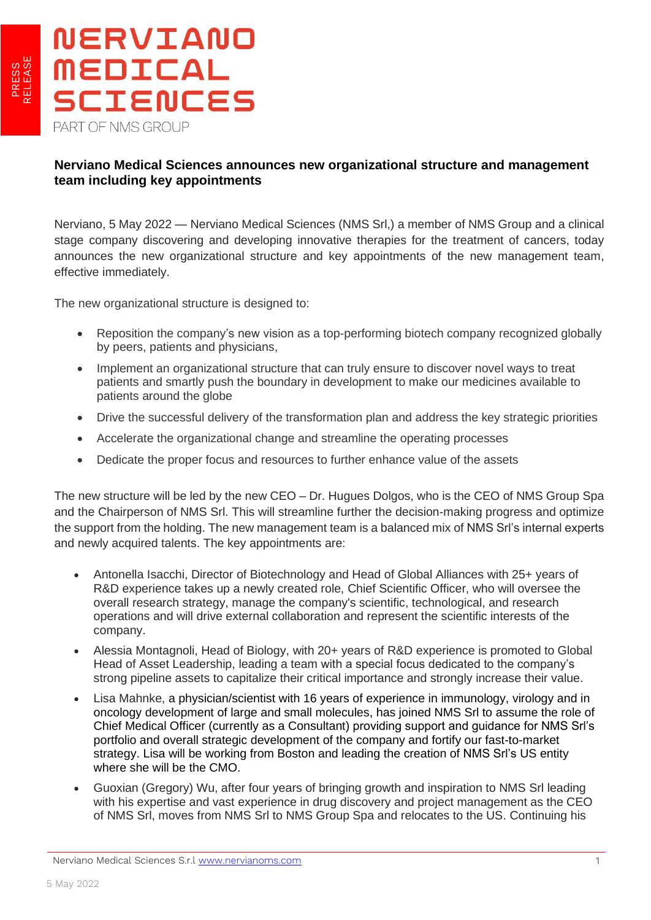NERVIANO MEDICAL SCIENCES

PART OF NMS GROUP

PRESS RELEASE

**Nerviano Medical Sciences announces new organizational structure and management team including key appointments**

Nerviano, 5 May 2022 — Nerviano Medical Sciences (NMS Srl,) a member of NMS Group and a clinical stage company discovering and developing innovative therapies for the treatment of cancers, today announces the new organizational structure and key appointments of the new management team, effective immediately.

The new organizational structure is designed to:

- Reposition the company's new vision as a top-performing biotech company recognized globally by peers, patients and physicians,
- Implement an organizational structure that can truly ensure to discover novel ways to treat patients and smartly push the boundary in development to make our medicines available to patients around the globe
- Drive the successful delivery of the transformation plan and address the key strategic priorities
- Accelerate the organizational change and streamline the operating processes
- Dedicate the proper focus and resources to further enhance value of the assets

The new structure will be led by the new CEO – Dr. Hugues Dolgos, who is the CEO of NMS Group Spa and the Chairperson of NMS Srl. This will streamline further the decision-making progress and optimize the support from the holding. The new management team is a balanced mix of NMS Srl's internal experts and newly acquired talents. The key appointments are:

- Antonella Isacchi, Director of Biotechnology and Head of Global Alliances with 25+ years of R&D experience takes up a newly created role, Chief Scientific Officer, who will oversee the overall research strategy, manage the company's scientific, technological, and research operations and will drive external collaboration and represent the scientific interests of the company.
- Alessia Montagnoli, Head of Biology, with 20+ years of R&D experience is promoted to Global Head of Asset Leadership, leading a team with a special focus dedicated to the company's strong pipeline assets to capitalize their critical importance and strongly increase their value.
- Lisa Mahnke, a physician/scientist with 16 years of experience in immunology, virology and in oncology development of large and small molecules, has joined NMS Srl to assume the role of Chief Medical Officer (currently as a Consultant) providing support and guidance for NMS Srl's portfolio and overall strategic development of the company and fortify our fast-to-market strategy. Lisa will be working from Boston and leading the creation of NMS Srl's US entity where she will be the CMO.
- Guoxian (Gregory) Wu, after four years of bringing growth and inspiration to NMS Srl leading with his expertise and vast experience in drug discovery and project management as the CEO of NMS Srl, moves from NMS Srl to NMS Group Spa and relocates to the US. Continuing his

Nerviano Medical Sciences S.r.l www.nervianoms.com

5 May 2022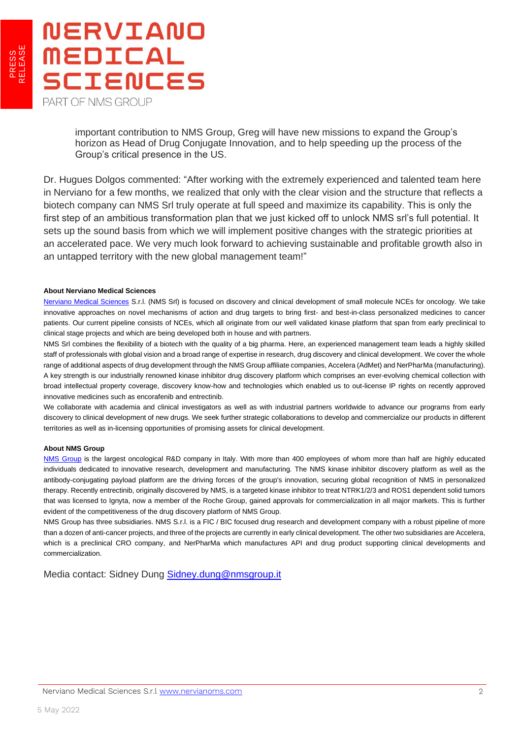important contribution to NMS Group, Greg will have new missions to expand the Group's horizon as Head of Drug Conjugate Innovation, and to help speeding up the process of the Group's critical presence in the US.

Dr. Hugues Dolgos commented: "After working with the extremely experienced and talented team here in Nerviano for a few months, we realized that only with the clear vision and the structure that reflects a biotech company can NMS Srl truly operate at full speed and maximize its capability. This is only the first step of an ambitious transformation plan that we just kicked off to unlock NMS srl's full potential. It sets up the sound basis from which we will implement positive changes with the strategic priorities at an accelerated pace. We very much look forward to achieving sustainable and profitable growth also in an untapped territory with the new global management team!"

**About Nerviano Medical Sciences**

Nerviano Medical Sciences S.r.l. (NMS Srl) is focused on discovery and clinical development of small molecule NCEs for oncology. We take innovative approaches on novel mechanisms of action and drug targets to bring first- and best-in-class personalized medicines to cancer patients. Our current pipeline consists of NCEs, which all originate from our well validated kinase platform that span from early preclinical to clinical stage projects and which are being developed both in house and with partners.

NMS Srl combines the flexibility of a biotech with the quality of a big pharma. Here, an experienced management team leads a highly skilled staff of professionals with global vision and a broad range of expertise in research, drug discovery and clinical development. We cover the whole range of additional aspects of drug development through the NMS Group affiliate companies, Accelera (AdMet) and NerPharMa (manufacturing). A key strength is our industrially renowned kinase inhibitor drug discovery platform which comprises an ever-evolving chemical collection with broad intellectual property coverage, discovery know-how and technologies which enabled us to out-license IP rights on recently approved innovative medicines such as encorafenib and entrectinib.

We collaborate with academia and clinical investigators as well as with industrial partners worldwide to advance our programs from early discovery to clinical development of new drugs. We seek further strategic collaborations to develop and commercialize our products in different territories as well as in-licensing opportunities of promising assets for clinical development.

**About NMS Group**

NMS Group is the largest oncological R&D company in Italy. With more than 400 employees of whom more than half are highly educated individuals dedicated to innovative research, development and manufacturing. The NMS kinase inhibitor discovery platform as well as the antibody-conjugating payload platform are the driving forces of the group's innovation, securing global recognition of NMS in personalized therapy. Recently entrectinib, originally discovered by NMS, is a targeted kinase inhibitor to treat NTRK1/2/3 and ROS1 dependent solid tumors that was licensed to Ignyta, now a member of the Roche Group, gained approvals for commercialization in all major markets. This is further evident of the competitiveness of the drug discovery platform of NMS Group.

NMS Group has three subsidiaries. NMS S.r.l. is a FIC / BIC focused drug research and development company with a robust pipeline of more than a dozen of anti-cancer projects, and three of the projects are currently in early clinical development. The other two subsidiaries are Accelera, which is a preclinical CRO company, and NerPharMa which manufactures API and drug product supporting clinical developments and commercialization.

Media contact: Sidney Dung Sidney.dung@nmsgroup.it